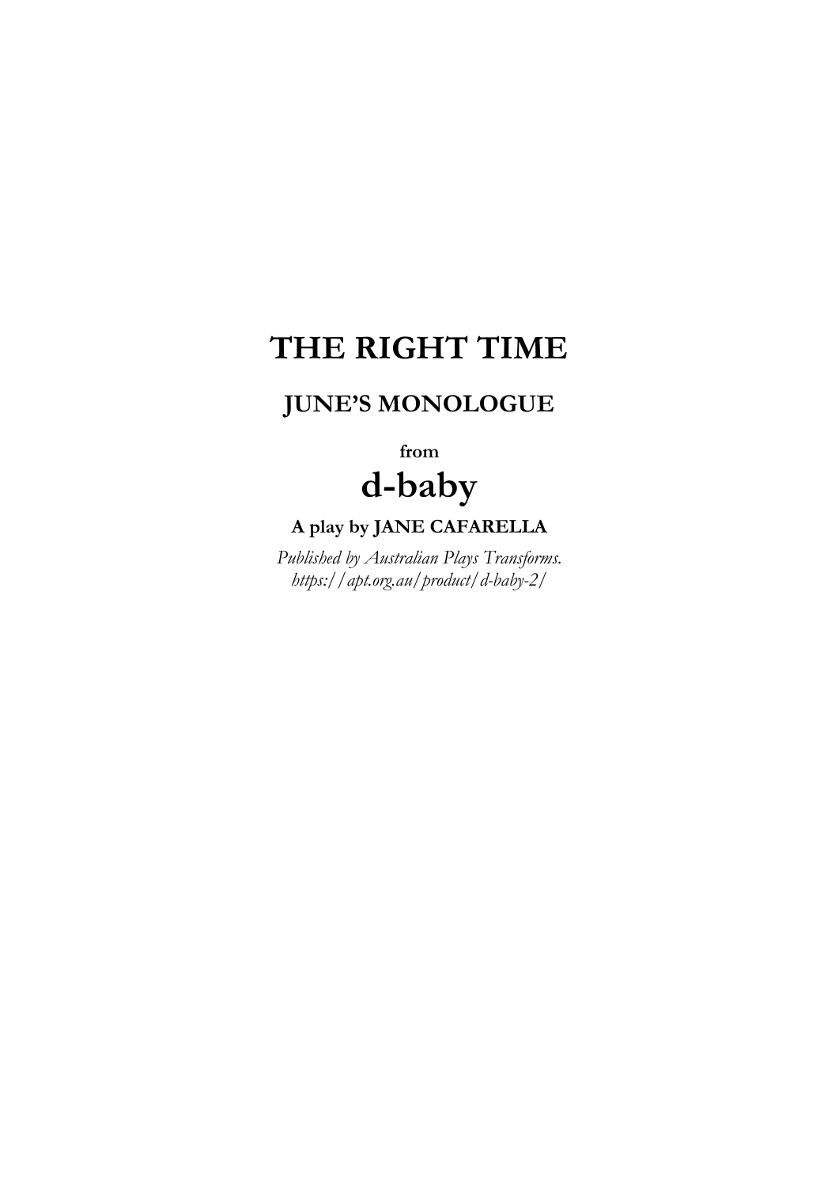# THE RIGHT TIME

## JUNE'S MONOLOGUE

**from**

# d-baby

**A play by JANE CAFARELLA**

*Published by Australian Plays Transforms.*
*https://apt.org.au/product/d-baby-2/*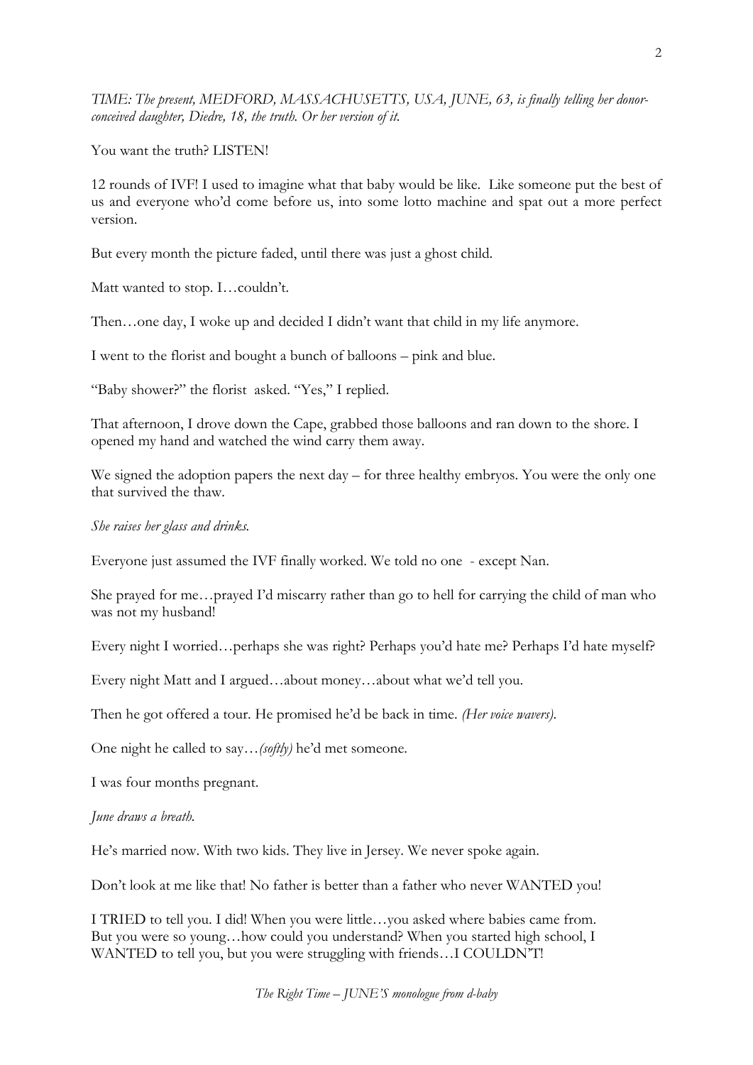*TIME: The present, MEDFORD, MASSACHUSETTS, USA, JUNE, 63, is finally telling her donor-conceived daughter, Diedre, 18, the truth. Or her version of it.*

You want the truth? LISTEN!

12 rounds of IVF! I used to imagine what that baby would be like. Like someone put the best of us and everyone who'd come before us, into some lotto machine and spat out a more perfect version.

But every month the picture faded, until there was just a ghost child.

Matt wanted to stop. I…couldn't.

Then…one day, I woke up and decided I didn't want that child in my life anymore.

I went to the florist and bought a bunch of balloons – pink and blue.

"Baby shower?" the florist asked. "Yes," I replied.

That afternoon, I drove down the Cape, grabbed those balloons and ran down to the shore. I opened my hand and watched the wind carry them away.

We signed the adoption papers the next day – for three healthy embryos. You were the only one that survived the thaw.

*She raises her glass and drinks.*

Everyone just assumed the IVF finally worked. We told no one - except Nan.

She prayed for me…prayed I'd miscarry rather than go to hell for carrying the child of man who was not my husband!

Every night I worried…perhaps she was right? Perhaps you'd hate me? Perhaps I'd hate myself?

Every night Matt and I argued…about money…about what we'd tell you.

Then he got offered a tour. He promised he'd be back in time. *(Her voice wavers).*

One night he called to say…*(softly)* he'd met someone.

I was four months pregnant.

*June draws a breath.*

He's married now. With two kids. They live in Jersey. We never spoke again.

Don't look at me like that! No father is better than a father who never WANTED you!

I TRIED to tell you. I did! When you were little…you asked where babies came from. But you were so young…how could you understand? When you started high school, I WANTED to tell you, but you were struggling with friends…I COULDN'T!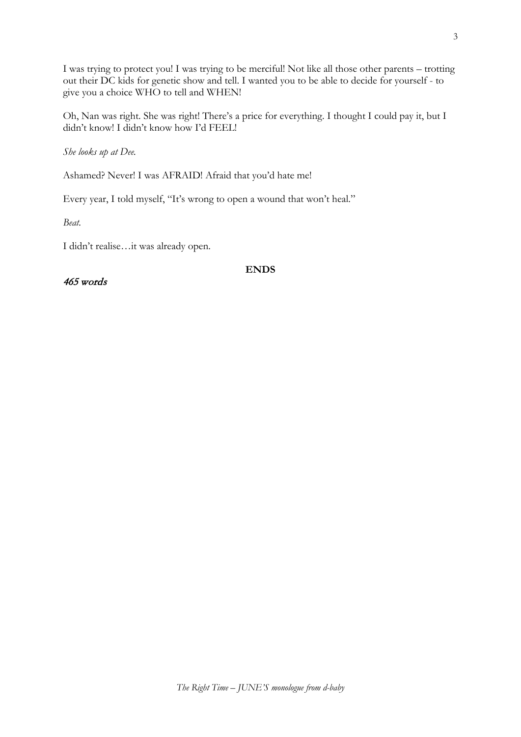I was trying to protect you! I was trying to be merciful! Not like all those other parents – trotting out their DC kids for genetic show and tell. I wanted you to be able to decide for yourself - to give you a choice WHO to tell and WHEN!

Oh, Nan was right. She was right! There's a price for everything. I thought I could pay it, but I didn't know! I didn't know how I'd FEEL!

*She looks up at Dee.*

Ashamed? Never! I was AFRAID! Afraid that you'd hate me!

Every year, I told myself, "It's wrong to open a wound that won't heal."

*Beat.*

I didn't realise…it was already open.

**ENDS**

*465 words*